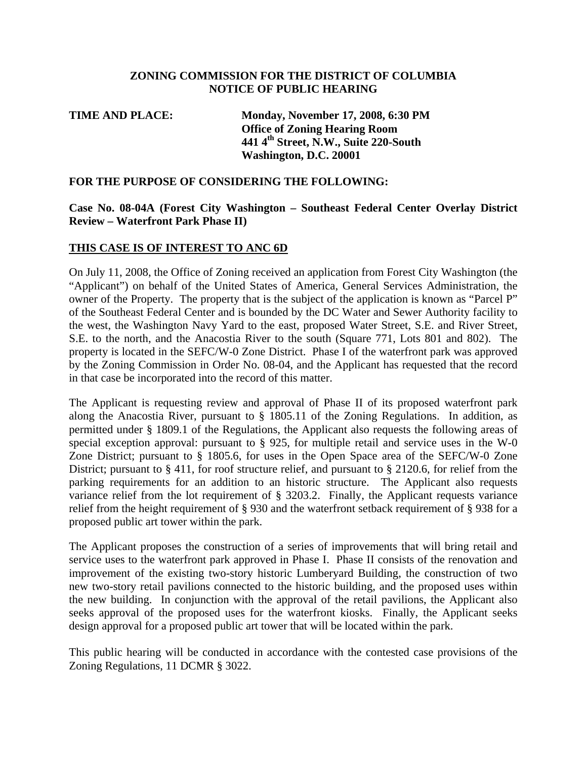**ZONING COMMISSION FOR THE DISTRICT OF COLUMBIA**
**NOTICE OF PUBLIC HEARING**

**TIME AND PLACE:** **Monday, November 17, 2008, 6:30 PM**
**Office of Zoning Hearing Room**
**441 4th Street, N.W., Suite 220-South**
**Washington, D.C. 20001**

**FOR THE PURPOSE OF CONSIDERING THE FOLLOWING:**

**Case No. 08-04A (Forest City Washington – Southeast Federal Center Overlay District Review – Waterfront Park Phase II)**

**THIS CASE IS OF INTEREST TO ANC 6D**

On July 11, 2008, the Office of Zoning received an application from Forest City Washington (the "Applicant") on behalf of the United States of America, General Services Administration, the owner of the Property. The property that is the subject of the application is known as "Parcel P" of the Southeast Federal Center and is bounded by the DC Water and Sewer Authority facility to the west, the Washington Navy Yard to the east, proposed Water Street, S.E. and River Street, S.E. to the north, and the Anacostia River to the south (Square 771, Lots 801 and 802). The property is located in the SEFC/W-0 Zone District. Phase I of the waterfront park was approved by the Zoning Commission in Order No. 08-04, and the Applicant has requested that the record in that case be incorporated into the record of this matter.

The Applicant is requesting review and approval of Phase II of its proposed waterfront park along the Anacostia River, pursuant to § 1805.11 of the Zoning Regulations. In addition, as permitted under § 1809.1 of the Regulations, the Applicant also requests the following areas of special exception approval: pursuant to § 925, for multiple retail and service uses in the W-0 Zone District; pursuant to § 1805.6, for uses in the Open Space area of the SEFC/W-0 Zone District; pursuant to § 411, for roof structure relief, and pursuant to § 2120.6, for relief from the parking requirements for an addition to an historic structure. The Applicant also requests variance relief from the lot requirement of § 3203.2. Finally, the Applicant requests variance relief from the height requirement of § 930 and the waterfront setback requirement of § 938 for a proposed public art tower within the park.

The Applicant proposes the construction of a series of improvements that will bring retail and service uses to the waterfront park approved in Phase I. Phase II consists of the renovation and improvement of the existing two-story historic Lumberyard Building, the construction of two new two-story retail pavilions connected to the historic building, and the proposed uses within the new building. In conjunction with the approval of the retail pavilions, the Applicant also seeks approval of the proposed uses for the waterfront kiosks. Finally, the Applicant seeks design approval for a proposed public art tower that will be located within the park.

This public hearing will be conducted in accordance with the contested case provisions of the Zoning Regulations, 11 DCMR § 3022.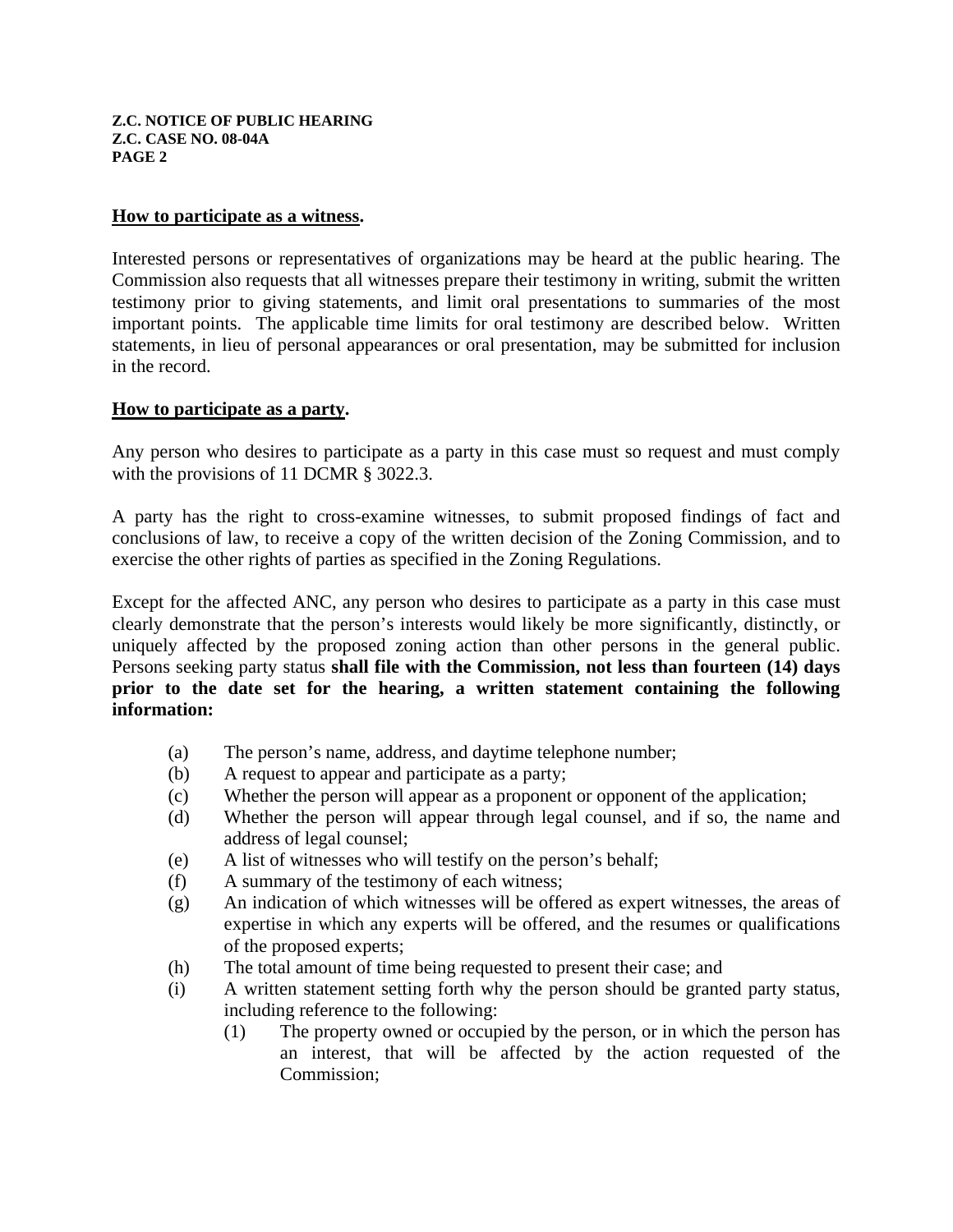**How to participate as a witness.**

Interested persons or representatives of organizations may be heard at the public hearing. The Commission also requests that all witnesses prepare their testimony in writing, submit the written testimony prior to giving statements, and limit oral presentations to summaries of the most important points. The applicable time limits for oral testimony are described below. Written statements, in lieu of personal appearances or oral presentation, may be submitted for inclusion in the record.

**How to participate as a party.**

Any person who desires to participate as a party in this case must so request and must comply with the provisions of 11 DCMR § 3022.3.

A party has the right to cross-examine witnesses, to submit proposed findings of fact and conclusions of law, to receive a copy of the written decision of the Zoning Commission, and to exercise the other rights of parties as specified in the Zoning Regulations.

Except for the affected ANC, any person who desires to participate as a party in this case must clearly demonstrate that the person's interests would likely be more significantly, distinctly, or uniquely affected by the proposed zoning action than other persons in the general public. Persons seeking party status **shall file with the Commission, not less than fourteen (14) days prior to the date set for the hearing, a written statement containing the following information:**

- (a) The person's name, address, and daytime telephone number;
- (b) A request to appear and participate as a party;
- (c) Whether the person will appear as a proponent or opponent of the application;
- (d) Whether the person will appear through legal counsel, and if so, the name and address of legal counsel;
- (e) A list of witnesses who will testify on the person's behalf;
- (f) A summary of the testimony of each witness;
- (g) An indication of which witnesses will be offered as expert witnesses, the areas of expertise in which any experts will be offered, and the resumes or qualifications of the proposed experts;
- (h) The total amount of time being requested to present their case; and
- (i) A written statement setting forth why the person should be granted party status, including reference to the following:
  - (1) The property owned or occupied by the person, or in which the person has an interest, that will be affected by the action requested of the Commission;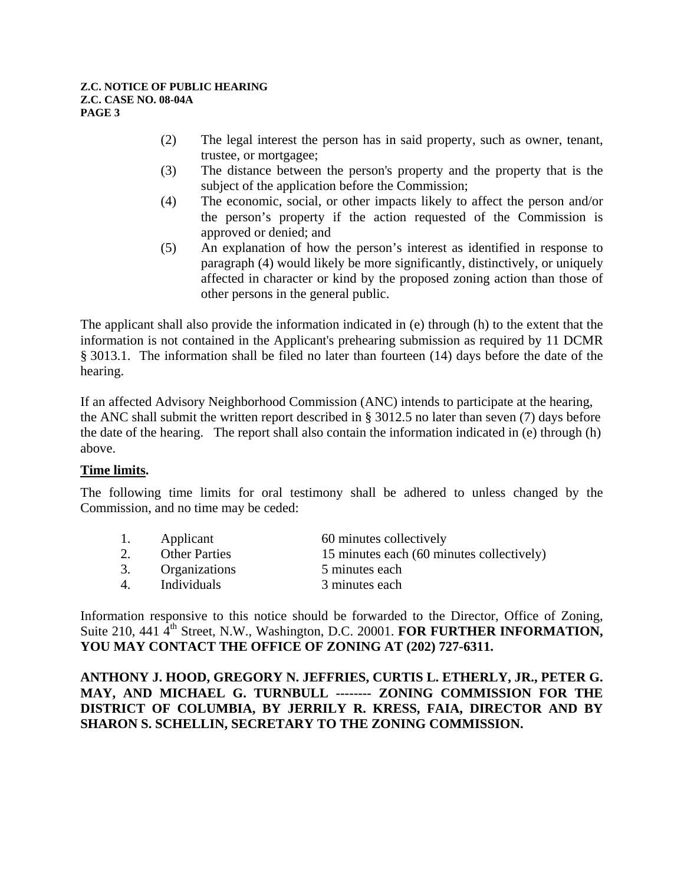(2) The legal interest the person has in said property, such as owner, tenant, trustee, or mortgagee;

(3) The distance between the person's property and the property that is the subject of the application before the Commission;

(4) The economic, social, or other impacts likely to affect the person and/or the person's property if the action requested of the Commission is approved or denied; and

(5) An explanation of how the person's interest as identified in response to paragraph (4) would likely be more significantly, distinctively, or uniquely affected in character or kind by the proposed zoning action than those of other persons in the general public.

The applicant shall also provide the information indicated in (e) through (h) to the extent that the information is not contained in the Applicant's prehearing submission as required by 11 DCMR § 3013.1. The information shall be filed no later than fourteen (14) days before the date of the hearing.

If an affected Advisory Neighborhood Commission (ANC) intends to participate at the hearing, the ANC shall submit the written report described in § 3012.5 no later than seven (7) days before the date of the hearing. The report shall also contain the information indicated in (e) through (h) above.

**Time limits.**

The following time limits for oral testimony shall be adhered to unless changed by the Commission, and no time may be ceded:

| | | |
|---|---|---|
| 1. | Applicant | 60 minutes collectively |
| 2. | Other Parties | 15 minutes each (60 minutes collectively) |
| 3. | Organizations | 5 minutes each |
| 4. | Individuals | 3 minutes each |

Information responsive to this notice should be forwarded to the Director, Office of Zoning, Suite 210, 441 4th Street, N.W., Washington, D.C. 20001. **FOR FURTHER INFORMATION, YOU MAY CONTACT THE OFFICE OF ZONING AT (202) 727-6311.**

**ANTHONY J. HOOD, GREGORY N. JEFFRIES, CURTIS L. ETHERLY, JR., PETER G. MAY, AND MICHAEL G. TURNBULL -------- ZONING COMMISSION FOR THE DISTRICT OF COLUMBIA, BY JERRILY R. KRESS, FAIA, DIRECTOR AND BY SHARON S. SCHELLIN, SECRETARY TO THE ZONING COMMISSION.**